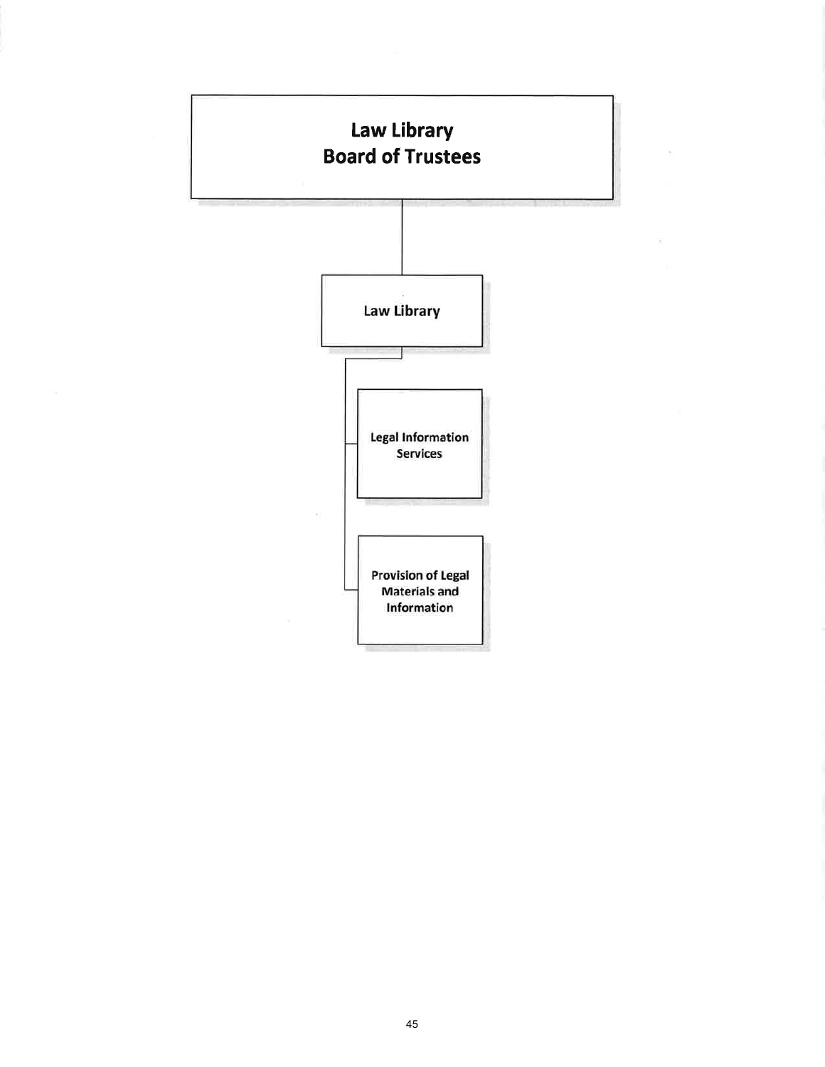# Law Library Board of Trustees

- Law Library
  - Legal Information Services
  - Provision of Legal Materials and Information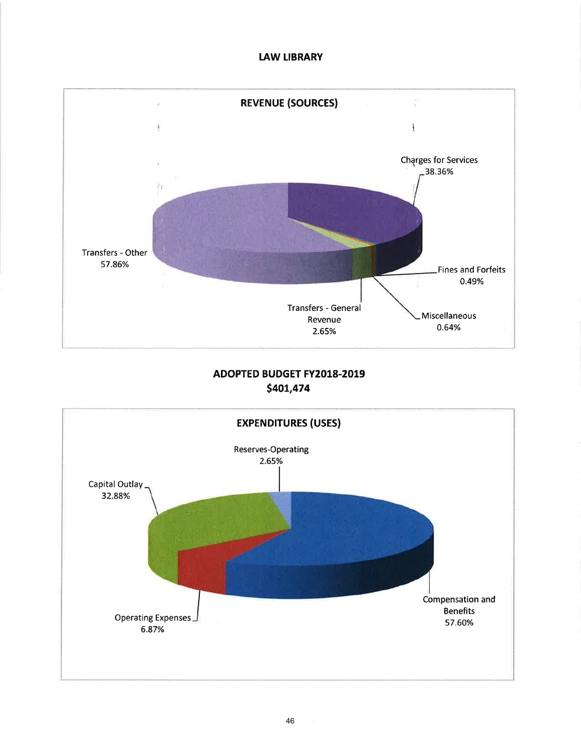# LAW LIBRARY

## REVENUE (SOURCES)

- Charges for Services 38.36%
- Fines and Forfeits 0.49%
- Miscellaneous 0.64%
- Transfers - General Revenue 2.65%
- Transfers - Other 57.86%

## ADOPTED BUDGET FY2018-2019
## $401,474

## EXPENDITURES (USES)

- Reserves-Operating 2.65%
- Compensation and Benefits 57.60%
- Operating Expenses 6.87%
- Capital Outlay 32.88%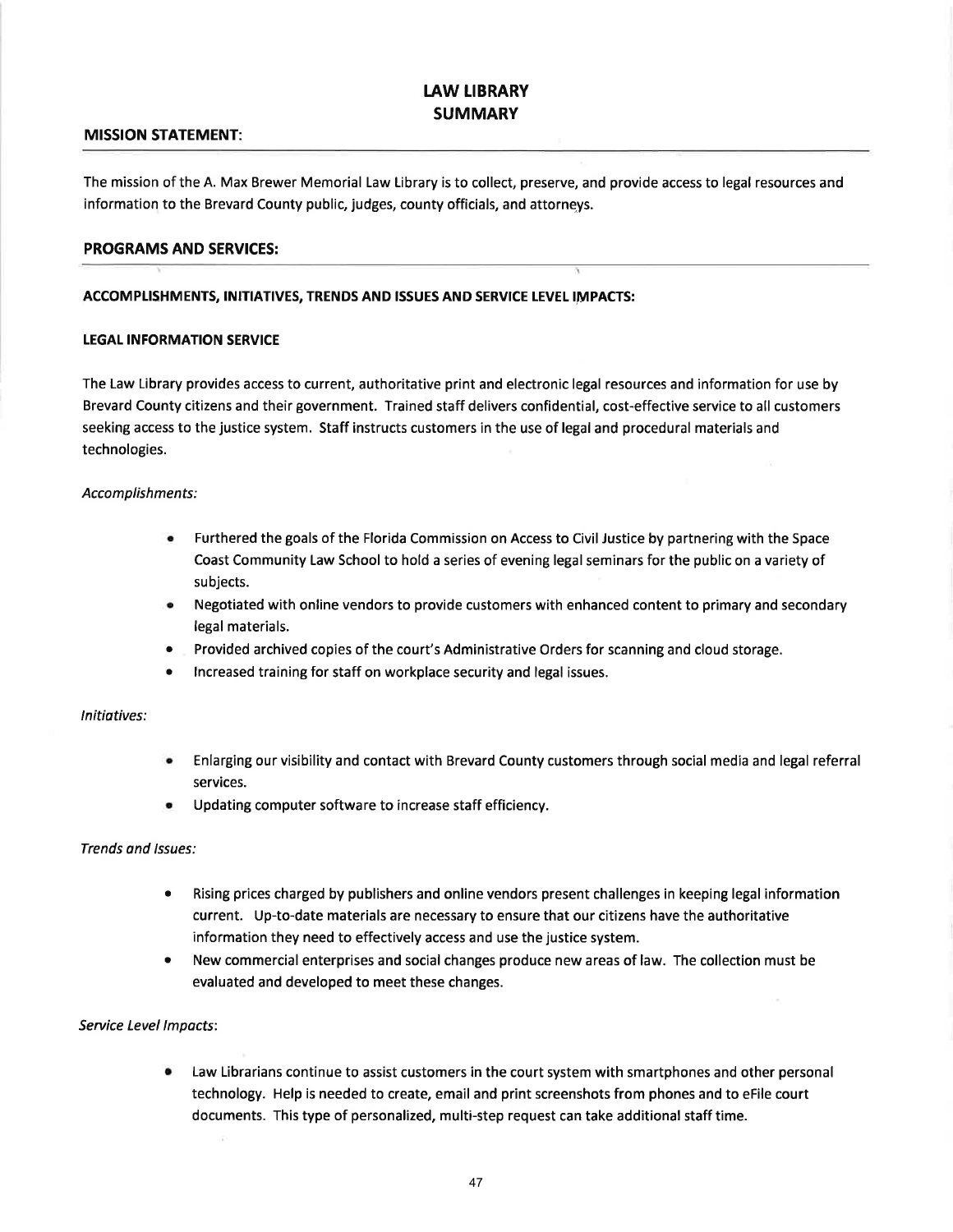# LAW LIBRARY
# SUMMARY

## MISSION STATEMENT:

The mission of the A. Max Brewer Memorial Law Library is to collect, preserve, and provide access to legal resources and information to the Brevard County public, judges, county officials, and attorneys.

## PROGRAMS AND SERVICES:

### ACCOMPLISHMENTS, INITIATIVES, TRENDS AND ISSUES AND SERVICE LEVEL IMPACTS:

### LEGAL INFORMATION SERVICE

The Law Library provides access to current, authoritative print and electronic legal resources and information for use by Brevard County citizens and their government. Trained staff delivers confidential, cost-effective service to all customers seeking access to the justice system. Staff instructs customers in the use of legal and procedural materials and technologies.

*Accomplishments:*

- Furthered the goals of the Florida Commission on Access to Civil Justice by partnering with the Space Coast Community Law School to hold a series of evening legal seminars for the public on a variety of subjects.
- Negotiated with online vendors to provide customers with enhanced content to primary and secondary legal materials.
- Provided archived copies of the court's Administrative Orders for scanning and cloud storage.
- Increased training for staff on workplace security and legal issues.

*Initiatives:*

- Enlarging our visibility and contact with Brevard County customers through social media and legal referral services.
- Updating computer software to increase staff efficiency.

*Trends and Issues:*

- Rising prices charged by publishers and online vendors present challenges in keeping legal information current. Up-to-date materials are necessary to ensure that our citizens have the authoritative information they need to effectively access and use the justice system.
- New commercial enterprises and social changes produce new areas of law. The collection must be evaluated and developed to meet these changes.

*Service Level Impacts:*

- Law Librarians continue to assist customers in the court system with smartphones and other personal technology. Help is needed to create, email and print screenshots from phones and to eFile court documents. This type of personalized, multi-step request can take additional staff time.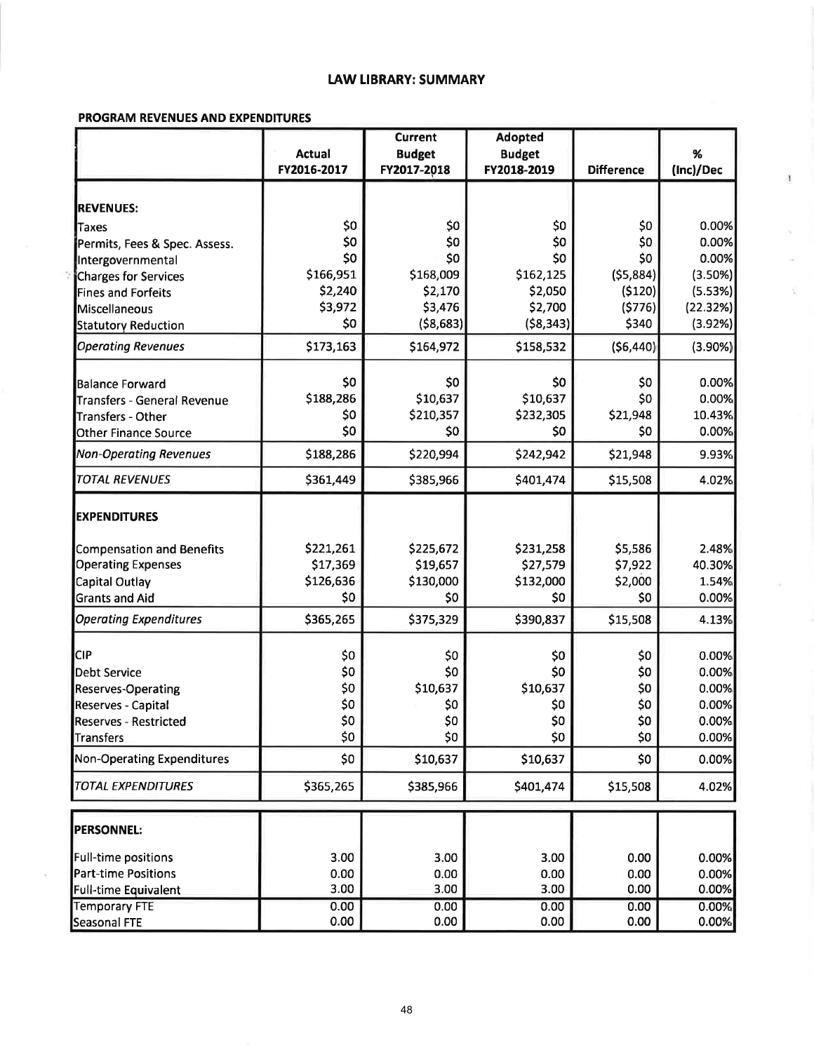# LAW LIBRARY: SUMMARY

## PROGRAM REVENUES AND EXPENDITURES

| | Actual FY2016-2017 | Current Budget FY2017-2018 | Adopted Budget FY2018-2019 | Difference | % (Inc)/Dec |
|---|---|---|---|---|---|
| **REVENUES:** | | | | | |
| Taxes | $0 | $0 | $0 | $0 | 0.00% |
| Permits, Fees & Spec. Assess. | $0 | $0 | $0 | $0 | 0.00% |
| Intergovernmental | $0 | $0 | $0 | $0 | 0.00% |
| Charges for Services | $166,951 | $168,009 | $162,125 | ($5,884) | (3.50%) |
| Fines and Forfeits | $2,240 | $2,170 | $2,050 | ($120) | (5.53%) |
| Miscellaneous | $3,972 | $3,476 | $2,700 | ($776) | (22.32%) |
| Statutory Reduction | $0 | ($8,683) | ($8,343) | $340 | (3.92%) |
| *Operating Revenues* | $173,163 | $164,972 | $158,532 | ($6,440) | (3.90%) |
| Balance Forward | $0 | $0 | $0 | $0 | 0.00% |
| Transfers - General Revenue | $188,286 | $10,637 | $10,637 | $0 | 0.00% |
| Transfers - Other | $0 | $210,357 | $232,305 | $21,948 | 10.43% |
| Other Finance Source | $0 | $0 | $0 | $0 | 0.00% |
| *Non-Operating Revenues* | $188,286 | $220,994 | $242,942 | $21,948 | 9.93% |
| *TOTAL REVENUES* | $361,449 | $385,966 | $401,474 | $15,508 | 4.02% |
| **EXPENDITURES** | | | | | |
| Compensation and Benefits | $221,261 | $225,672 | $231,258 | $5,586 | 2.48% |
| Operating Expenses | $17,369 | $19,657 | $27,579 | $7,922 | 40.30% |
| Capital Outlay | $126,636 | $130,000 | $132,000 | $2,000 | 1.54% |
| Grants and Aid | $0 | $0 | $0 | $0 | 0.00% |
| *Operating Expenditures* | $365,265 | $375,329 | $390,837 | $15,508 | 4.13% |
| CIP | $0 | $0 | $0 | $0 | 0.00% |
| Debt Service | $0 | $0 | $0 | $0 | 0.00% |
| Reserves-Operating | $0 | $10,637 | $10,637 | $0 | 0.00% |
| Reserves - Capital | $0 | $0 | $0 | $0 | 0.00% |
| Reserves - Restricted | $0 | $0 | $0 | $0 | 0.00% |
| Transfers | $0 | $0 | $0 | $0 | 0.00% |
| Non-Operating Expenditures | $0 | $10,637 | $10,637 | $0 | 0.00% |
| *TOTAL EXPENDITURES* | $365,265 | $385,966 | $401,474 | $15,508 | 4.02% |

| | | | | | |
|---|---|---|---|---|---|
| **PERSONNEL:** | | | | | |
| Full-time positions | 3.00 | 3.00 | 3.00 | 0.00 | 0.00% |
| Part-time Positions | 0.00 | 0.00 | 0.00 | 0.00 | 0.00% |
| Full-time Equivalent | 3.00 | 3.00 | 3.00 | 0.00 | 0.00% |
| Temporary FTE | 0.00 | 0.00 | 0.00 | 0.00 | 0.00% |
| Seasonal FTE | 0.00 | 0.00 | 0.00 | 0.00 | 0.00% |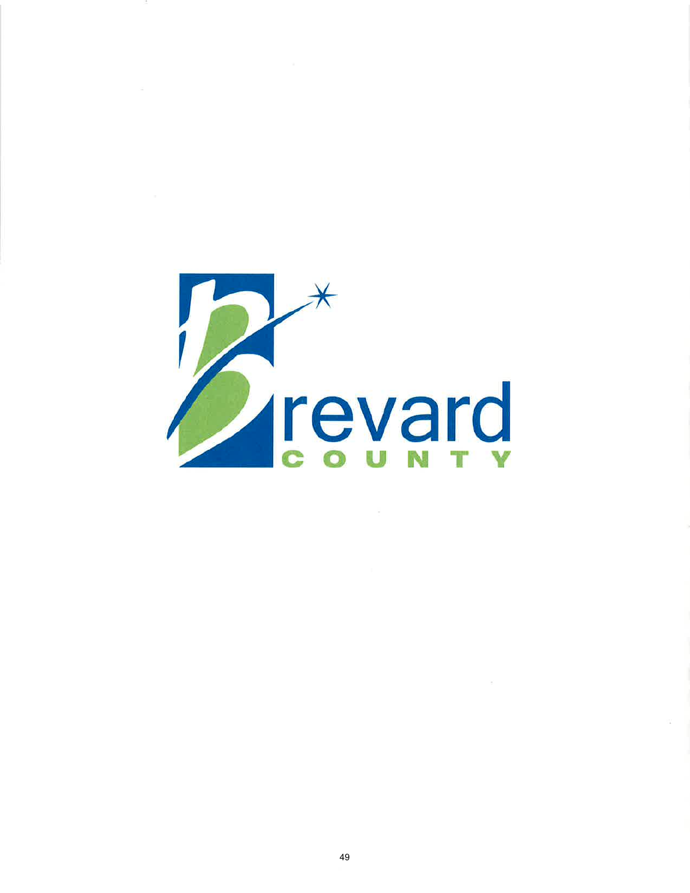Brevard

COUNTY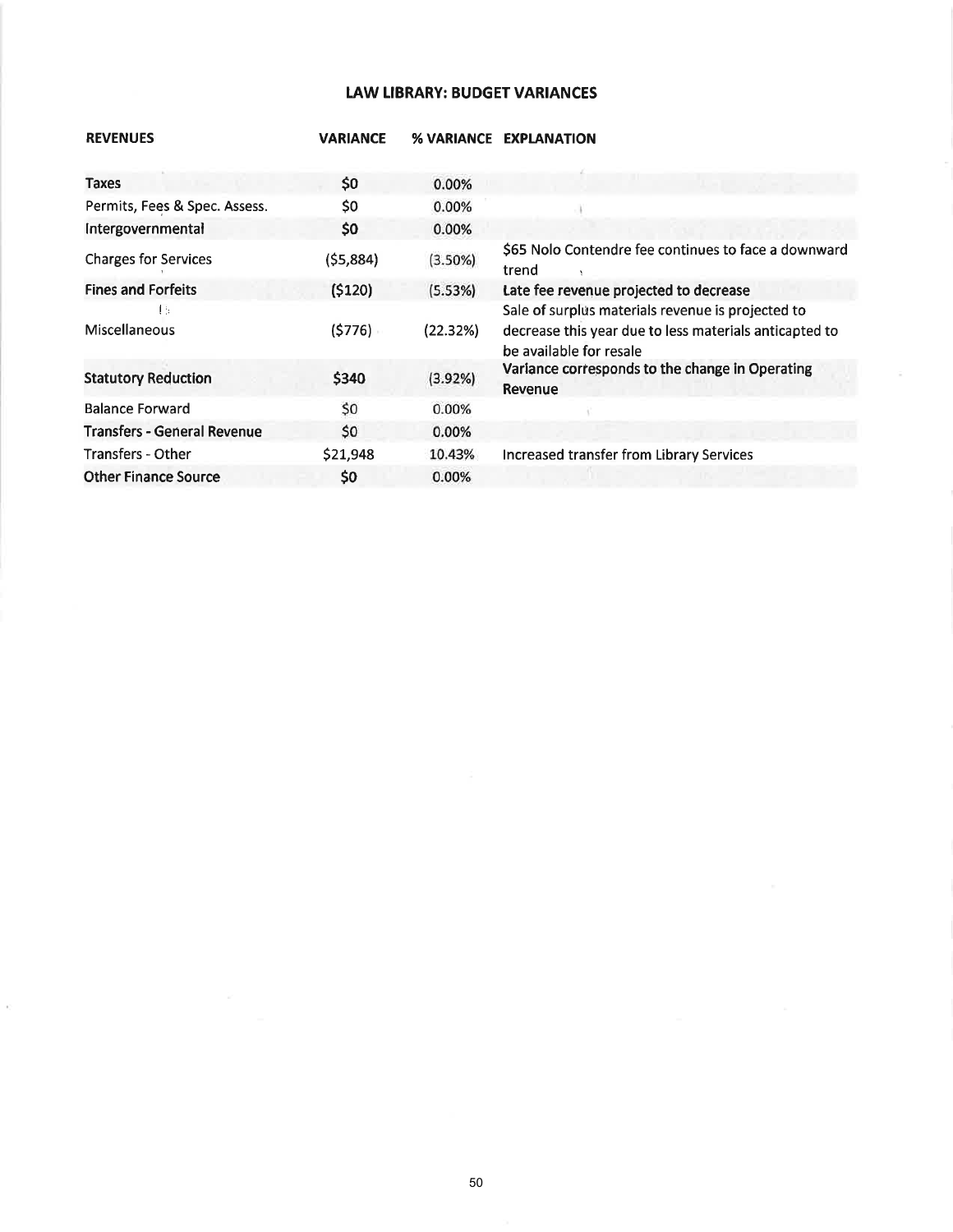## LAW LIBRARY: BUDGET VARIANCES

| REVENUES | VARIANCE | % VARIANCE | EXPLANATION |
|---|---|---|---|
| Taxes | $0 | 0.00% | |
| Permits, Fees & Spec. Assess. | $0 | 0.00% | |
| Intergovernmental | $0 | 0.00% | |
| Charges for Services | ($5,884) | (3.50%) | $65 Nolo Contendre fee continues to face a downward trend |
| Fines and Forfeits | ($120) | (5.53%) | Late fee revenue projected to decrease |
| Miscellaneous | ($776) | (22.32%) | Sale of surplus materials revenue is projected to decrease this year due to less materials anticapted to be available for resale |
| Statutory Reduction | $340 | (3.92%) | Variance corresponds to the change in Operating Revenue |
| Balance Forward | $0 | 0.00% | |
| Transfers - General Revenue | $0 | 0.00% | |
| Transfers - Other | $21,948 | 10.43% | Increased transfer from Library Services |
| Other Finance Source | $0 | 0.00% | |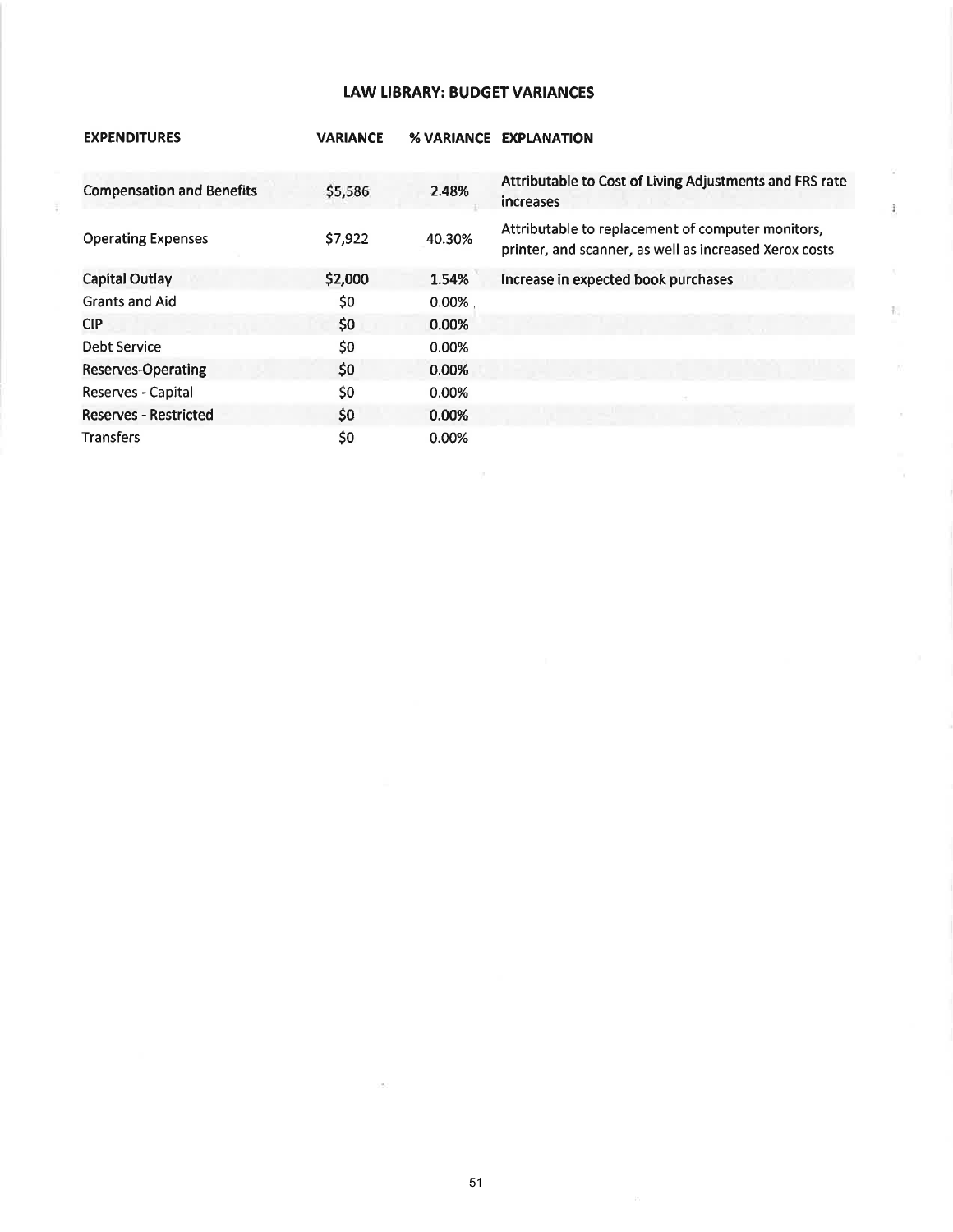## LAW LIBRARY: BUDGET VARIANCES

| EXPENDITURES | VARIANCE | % VARIANCE | EXPLANATION |
|---|---|---|---|
| Compensation and Benefits | $5,586 | 2.48% | Attributable to Cost of Living Adjustments and FRS rate increases |
| Operating Expenses | $7,922 | 40.30% | Attributable to replacement of computer monitors, printer, and scanner, as well as increased Xerox costs |
| Capital Outlay | $2,000 | 1.54% | Increase in expected book purchases |
| Grants and Aid | $0 | 0.00% | |
| CIP | $0 | 0.00% | |
| Debt Service | $0 | 0.00% | |
| Reserves-Operating | $0 | 0.00% | |
| Reserves - Capital | $0 | 0.00% | |
| Reserves - Restricted | $0 | 0.00% | |
| Transfers | $0 | 0.00% | |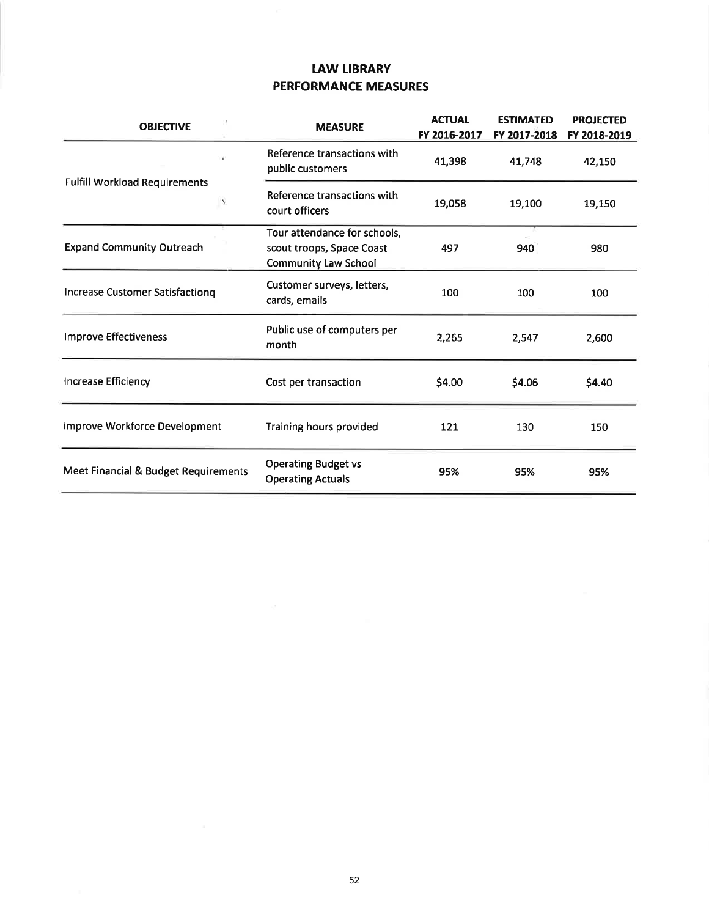# LAW LIBRARY
## PERFORMANCE MEASURES

| OBJECTIVE | MEASURE | ACTUAL FY 2016-2017 | ESTIMATED FY 2017-2018 | PROJECTED FY 2018-2019 |
|---|---|---|---|---|
| Fulfill Workload Requirements | Reference transactions with public customers | 41,398 | 41,748 | 42,150 |
| | Reference transactions with court officers | 19,058 | 19,100 | 19,150 |
| Expand Community Outreach | Tour attendance for schools, scout troops, Space Coast Community Law School | 497 | 940 | 980 |
| Increase Customer Satisfactionq | Customer surveys, letters, cards, emails | 100 | 100 | 100 |
| Improve Effectiveness | Public use of computers per month | 2,265 | 2,547 | 2,600 |
| Increase Efficiency | Cost per transaction | $4.00 | $4.06 | $4.40 |
| Improve Workforce Development | Training hours provided | 121 | 130 | 150 |
| Meet Financial & Budget Requirements | Operating Budget vs Operating Actuals | 95% | 95% | 95% |